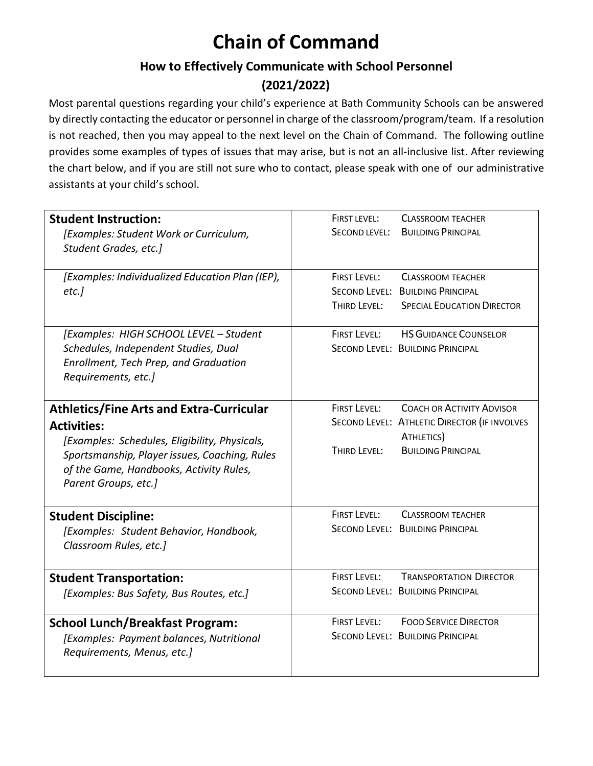# Chain of Command

## How to Effectively Communicate with School Personnel
## (2021/2022)

Most parental questions regarding your child's experience at Bath Community Schools can be answered by directly contacting the educator or personnel in charge of the classroom/program/team. If a resolution is not reached, then you may appeal to the next level on the Chain of Command. The following outline provides some examples of types of issues that may arise, but is not an all-inclusive list. After reviewing the chart below, and if you are still not sure who to contact, please speak with one of our administrative assistants at your child's school.

| Issue | Contact |
| --- | --- |
| **Student Instruction:**<br>*[Examples: Student Work or Curriculum, Student Grades, etc.]* | FIRST LEVEL: CLASSROOM TEACHER<br>SECOND LEVEL: BUILDING PRINCIPAL |
| *[Examples: Individualized Education Plan (IEP), etc.]* | FIRST LEVEL: CLASSROOM TEACHER<br>SECOND LEVEL: BUILDING PRINCIPAL<br>THIRD LEVEL: SPECIAL EDUCATION DIRECTOR |
| *[Examples: HIGH SCHOOL LEVEL – Student Schedules, Independent Studies, Dual Enrollment, Tech Prep, and Graduation Requirements, etc.]* | FIRST LEVEL: HS GUIDANCE COUNSELOR<br>SECOND LEVEL: BUILDING PRINCIPAL |
| **Athletics/Fine Arts and Extra-Curricular Activities:**<br>*[Examples: Schedules, Eligibility, Physicals, Sportsmanship, Player issues, Coaching, Rules of the Game, Handbooks, Activity Rules, Parent Groups, etc.]* | FIRST LEVEL: COACH OR ACTIVITY ADVISOR<br>SECOND LEVEL: ATHLETIC DIRECTOR (IF INVOLVES ATHLETICS)<br>THIRD LEVEL: BUILDING PRINCIPAL |
| **Student Discipline:**<br>*[Examples: Student Behavior, Handbook, Classroom Rules, etc.]* | FIRST LEVEL: CLASSROOM TEACHER<br>SECOND LEVEL: BUILDING PRINCIPAL |
| **Student Transportation:**<br>*[Examples: Bus Safety, Bus Routes, etc.]* | FIRST LEVEL: TRANSPORTATION DIRECTOR<br>SECOND LEVEL: BUILDING PRINCIPAL |
| **School Lunch/Breakfast Program:**<br>*[Examples: Payment balances, Nutritional Requirements, Menus, etc.]* | FIRST LEVEL: FOOD SERVICE DIRECTOR<br>SECOND LEVEL: BUILDING PRINCIPAL |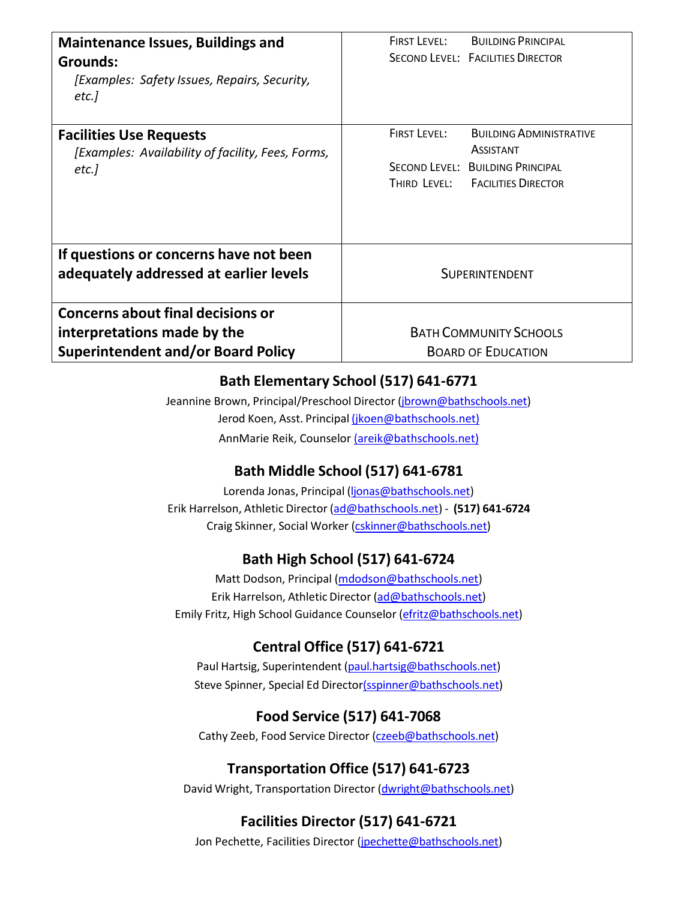| | |
|---|---|
| **Maintenance Issues, Buildings and Grounds:** *[Examples: Safety Issues, Repairs, Security, etc.]* | FIRST LEVEL: BUILDING PRINCIPAL<br>SECOND LEVEL: FACILITIES DIRECTOR |
| **Facilities Use Requests** *[Examples: Availability of facility, Fees, Forms, etc.]* | FIRST LEVEL: BUILDING ADMINISTRATIVE ASSISTANT<br>SECOND LEVEL: BUILDING PRINCIPAL<br>THIRD LEVEL: FACILITIES DIRECTOR |
| **If questions or concerns have not been adequately addressed at earlier levels** | SUPERINTENDENT |
| **Concerns about final decisions or interpretations made by the Superintendent and/or Board Policy** | BATH COMMUNITY SCHOOLS BOARD OF EDUCATION |

## Bath Elementary School (517) 641-6771

Jeannine Brown, Principal/Preschool Director (jbrown@bathschools.net)
Jerod Koen, Asst. Principal (jkoen@bathschools.net)
AnnMarie Reik, Counselor (areik@bathschools.net)

## Bath Middle School (517) 641-6781

Lorenda Jonas, Principal (ljonas@bathschools.net)
Erik Harrelson, Athletic Director (ad@bathschools.net) - **(517) 641-6724**
Craig Skinner, Social Worker (cskinner@bathschools.net)

## Bath High School (517) 641-6724

Matt Dodson, Principal (mdodson@bathschools.net)
Erik Harrelson, Athletic Director (ad@bathschools.net)
Emily Fritz, High School Guidance Counselor (efritz@bathschools.net)

## Central Office (517) 641-6721

Paul Hartsig, Superintendent (paul.hartsig@bathschools.net)
Steve Spinner, Special Ed Director(sspinner@bathschools.net)

## Food Service (517) 641-7068

Cathy Zeeb, Food Service Director (czeeb@bathschools.net)

## Transportation Office (517) 641-6723

David Wright, Transportation Director (dwright@bathschools.net)

## Facilities Director (517) 641-6721

Jon Pechette, Facilities Director (jpechette@bathschools.net)